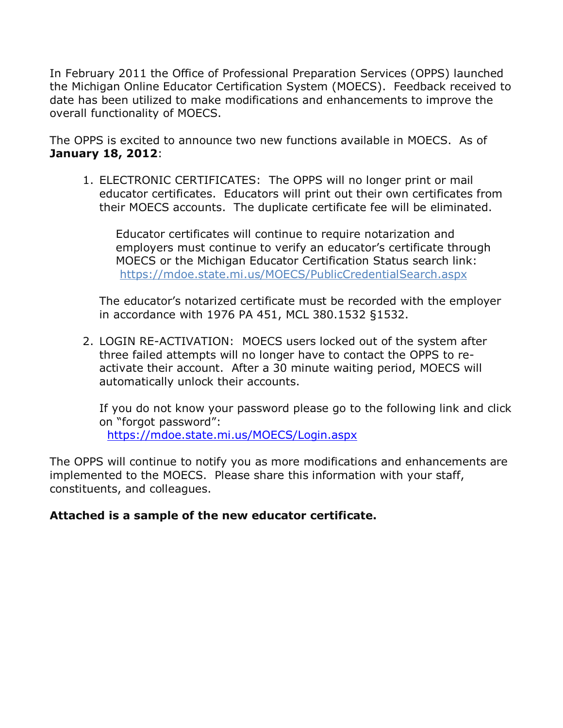In February 2011 the Office of Professional Preparation Services (OPPS) launched the Michigan Online Educator Certification System (MOECS). Feedback received to date has been utilized to make modifications and enhancements to improve the overall functionality of MOECS.

The OPPS is excited to announce two new functions available in MOECS. As of **January 18, 2012**:

1. ELECTRONIC CERTIFICATES: The OPPS will no longer print or mail educator certificates. Educators will print out their own certificates from their MOECS accounts. The duplicate certificate fee will be eliminated.

    Educator certificates will continue to require notarization and employers must continue to verify an educator's certificate through MOECS or the Michigan Educator Certification Status search link: https://mdoe.state.mi.us/MOECS/PublicCredentialSearch.aspx

    The educator's notarized certificate must be recorded with the employer in accordance with 1976 PA 451, MCL 380.1532 §1532.

2. LOGIN RE-ACTIVATION: MOECS users locked out of the system after three failed attempts will no longer have to contact the OPPS to re-activate their account. After a 30 minute waiting period, MOECS will automatically unlock their accounts.

    If you do not know your password please go to the following link and click on "forgot password": https://mdoe.state.mi.us/MOECS/Login.aspx

The OPPS will continue to notify you as more modifications and enhancements are implemented to the MOECS. Please share this information with your staff, constituents, and colleagues.

**Attached is a sample of the new educator certificate.**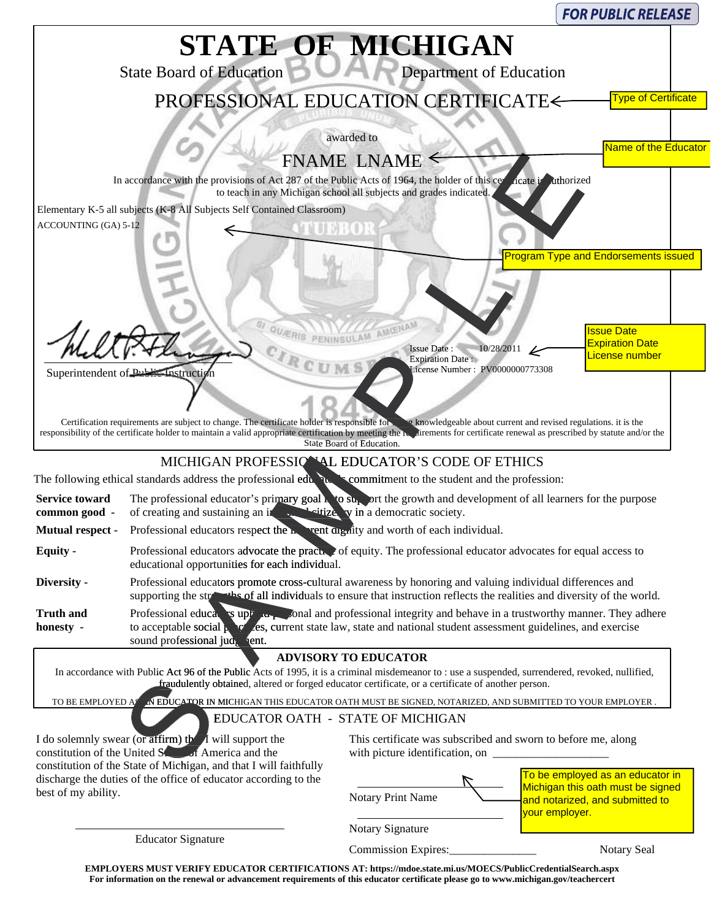FOR PUBLIC RELEASE

# STATE OF MICHIGAN

State Board of Education Department of Education

## PROFESSIONAL EDUCATION CERTIFICATE

Type of Certificate

awarded to

FNAME LNAME

Name of the Educator

In accordance with the provisions of Act 287 of the Public Acts of 1964, the holder of this certificate is authorized to teach in any Michigan school all subjects and grades indicated.

Elementary K-5 all subjects (K-8 All Subjects Self Contained Classroom)

ACCOUNTING (GA) 5-12

Program Type and Endorsements issued

Superintendent of Public Instruction

Issue Date : 10/28/2011

Expiration Date :

License Number : PV0000000773308

Issue Date
Expiration Date
License number

Certification requirements are subject to change. The certificate holder is responsible for being knowledgeable about current and revised regulations. it is the responsibility of the certificate holder to maintain a valid appropriate certification by meeting the requirements for certificate renewal as prescribed by statute and/or the State Board of Education.

SAMPLE

## MICHIGAN PROFESSIONAL EDUCATOR'S CODE OF ETHICS

The following ethical standards address the professional educator's commitment to the student and the profession:

| | |
|---|---|
| **Service toward common good -** | The professional educator's primary goal is to support the growth and development of all learners for the purpose of creating and sustaining an informed citizenry in a democratic society. |
| **Mutual respect -** | Professional educators respect the inherent dignity and worth of each individual. |
| **Equity -** | Professional educators advocate the practice of equity. The professional educator advocates for equal access to educational opportunities for each individual. |
| **Diversity -** | Professional educators promote cross-cultural awareness by honoring and valuing individual differences and supporting the strengths of all individuals to ensure that instruction reflects the realities and diversity of the world. |
| **Truth and honesty -** | Professional educators uphold personal and professional integrity and behave in a trustworthy manner. They adhere to acceptable social practices, current state law, state and national student assessment guidelines, and exercise sound professional judgment. |

### ADVISORY TO EDUCATOR

In accordance with Public Act 96 of the Public Acts of 1995, it is a criminal misdemeanor to : use a suspended, surrendered, revoked, nullified, fraudulently obtained, altered or forged educator certificate, or a certificate of another person.

TO BE EMPLOYED AS AN EDUCATOR IN MICHIGAN THIS EDUCATOR OATH MUST BE SIGNED, NOTARIZED, AND SUBMITTED TO YOUR EMPLOYER .

## EDUCATOR OATH - STATE OF MICHIGAN

I do solemnly swear (or affirm) that I will support the constitution of the United States of America and the constitution of the State of Michigan, and that I will faithfully discharge the duties of the office of educator according to the best of my ability.

Educator Signature

This certificate was subscribed and sworn to before me, along with picture identification, on ____________________

Notary Print Name

Notary Signature

Commission Expires:_______________

Notary Seal

To be employed as an educator in Michigan this oath must be signed and notarized, and submitted to your employer.

**EMPLOYERS MUST VERIFY EDUCATOR CERTIFICATIONS AT: https://mdoe.state.mi.us/MOECS/PublicCredentialSearch.aspx**

**For information on the renewal or advancement requirements of this educator certificate please go to www.michigan.gov/teachercert**